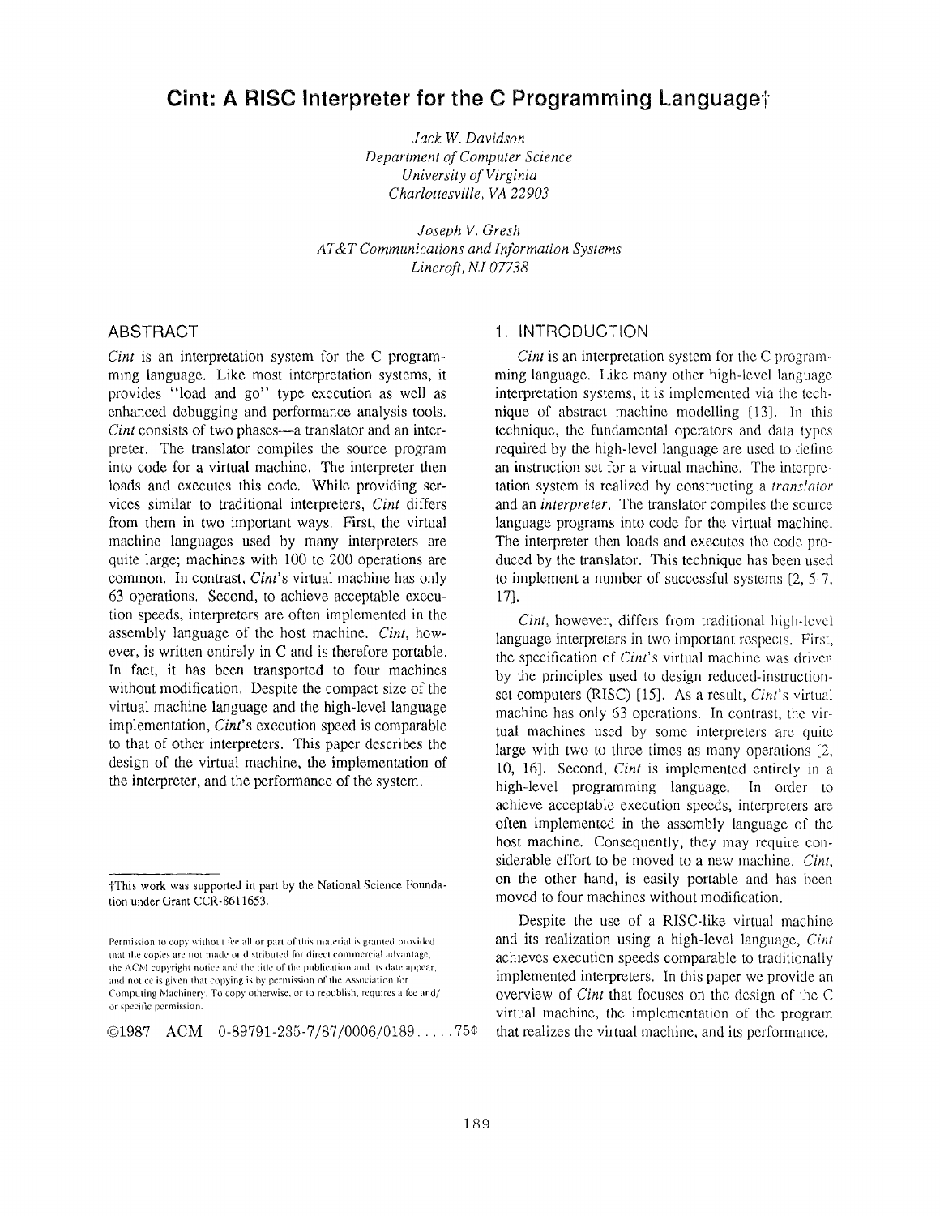# Cint: A RISC Interpreter for the C Programming Language†

*Jack W. Davidson*
*Department of Computer Science*
*University of Virginia*
*Charlottesville, VA 22903*

*Joseph V. Gresh*
*AT&T Communications and Information Systems*
*Lincroft, NJ 07738*

## ABSTRACT

*Cint* is an interpretation system for the C programming language. Like most interpretation systems, it provides "load and go" type execution as well as enhanced debugging and performance analysis tools. *Cint* consists of two phases—a translator and an interpreter. The translator compiles the source program into code for a virtual machine. The interpreter then loads and executes this code. While providing services similar to traditional interpreters, *Cint* differs from them in two important ways. First, the virtual machine languages used by many interpreters are quite large; machines with 100 to 200 operations are common. In contrast, *Cint*'s virtual machine has only 63 operations. Second, to achieve acceptable execution speeds, interpreters are often implemented in the assembly language of the host machine. *Cint*, however, is written entirely in C and is therefore portable. In fact, it has been transported to four machines without modification. Despite the compact size of the virtual machine language and the high-level language implementation, *Cint*'s execution speed is comparable to that of other interpreters. This paper describes the design of the virtual machine, the implementation of the interpreter, and the performance of the system.

†This work was supported in part by the National Science Foundation under Grant CCR-8611653.

Permission to copy without fee all or part of this material is granted provided that the copies are not made or distributed for direct commercial advantage, the ACM copyright notice and the title of the publication and its date appear, and notice is given that copying is by permission of the Association for Computing Machinery. To copy otherwise, or to republish, requires a fee and/or specific permission.

©1987 ACM 0-89791-235-7/87/0006/0189 .....75¢

## 1. INTRODUCTION

*Cint* is an interpretation system for the C programming language. Like many other high-level language interpretation systems, it is implemented via the technique of abstract machine modelling [13]. In this technique, the fundamental operators and data types required by the high-level language are used to define an instruction set for a virtual machine. The interpretation system is realized by constructing a *translator* and an *interpreter*. The translator compiles the source language programs into code for the virtual machine. The interpreter then loads and executes the code produced by the translator. This technique has been used to implement a number of successful systems [2, 5-7, 17].

*Cint*, however, differs from traditional high-level language interpreters in two important respects. First, the specification of *Cint*'s virtual machine was driven by the principles used to design reduced-instruction-set computers (RISC) [15]. As a result, *Cint*'s virtual machine has only 63 operations. In contrast, the virtual machines used by some interpreters are quite large with two to three times as many operations [2, 10, 16]. Second, *Cint* is implemented entirely in a high-level programming language. In order to achieve acceptable execution speeds, interpreters are often implemented in the assembly language of the host machine. Consequently, they may require considerable effort to be moved to a new machine. *Cint*, on the other hand, is easily portable and has been moved to four machines without modification.

Despite the use of a RISC-like virtual machine and its realization using a high-level language, *Cint* achieves execution speeds comparable to traditionally implemented interpreters. In this paper we provide an overview of *Cint* that focuses on the design of the C virtual machine, the implementation of the program that realizes the virtual machine, and its performance.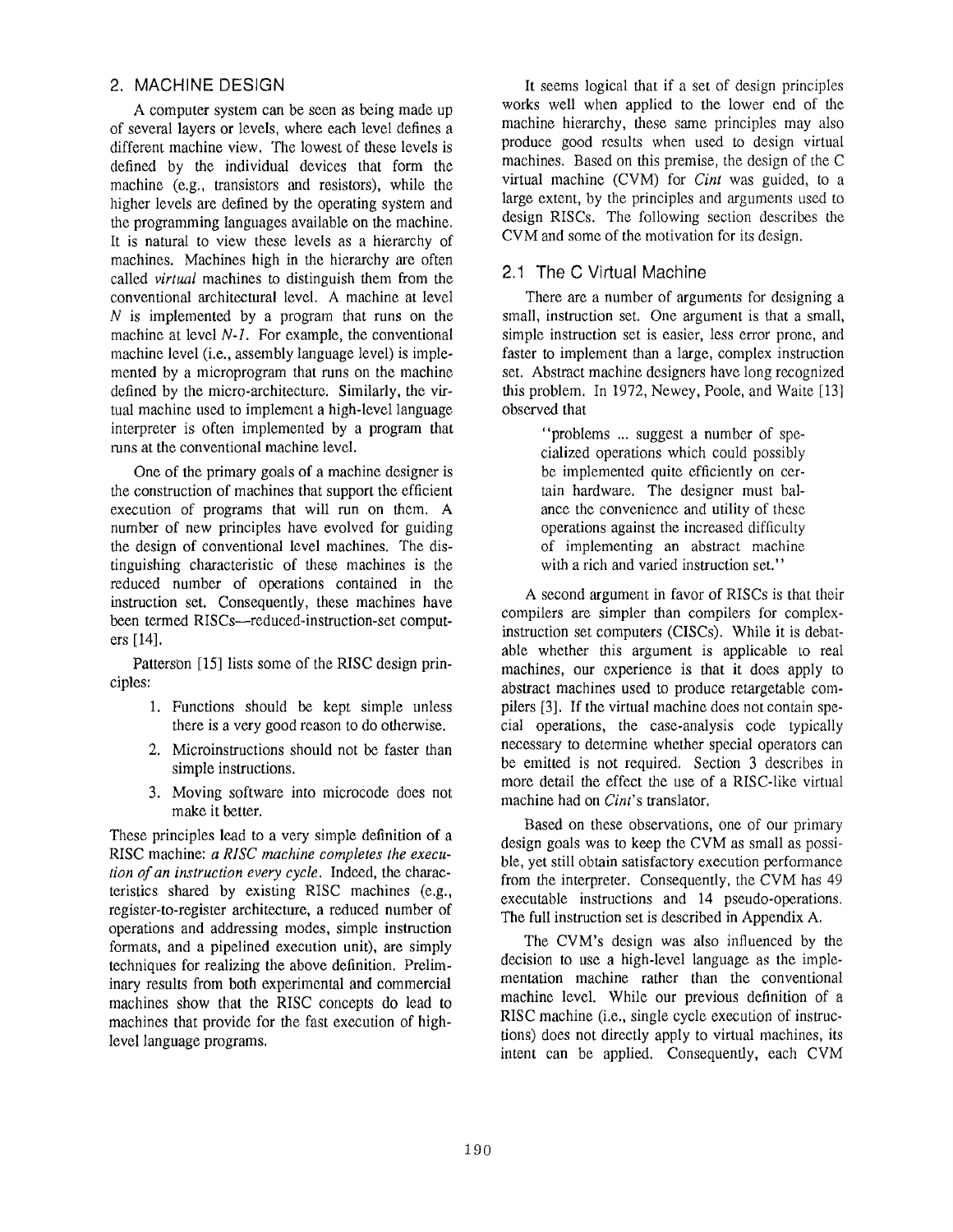## 2. MACHINE DESIGN

A computer system can be seen as being made up of several layers or levels, where each level defines a different machine view. The lowest of these levels is defined by the individual devices that form the machine (e.g., transistors and resistors), while the higher levels are defined by the operating system and the programming languages available on the machine. It is natural to view these levels as a hierarchy of machines. Machines high in the hierarchy are often called *virtual* machines to distinguish them from the conventional architectural level. A machine at level $N$ is implemented by a program that runs on the machine at level $N$-$1$. For example, the conventional machine level (i.e., assembly language level) is implemented by a microprogram that runs on the machine defined by the micro-architecture. Similarly, the virtual machine used to implement a high-level language interpreter is often implemented by a program that runs at the conventional machine level.

One of the primary goals of a machine designer is the construction of machines that support the efficient execution of programs that will run on them. A number of new principles have evolved for guiding the design of conventional level machines. The distinguishing characteristic of these machines is the reduced number of operations contained in the instruction set. Consequently, these machines have been termed RISCs—reduced-instruction-set computers [14].

Patterson [15] lists some of the RISC design principles:

1. Functions should be kept simple unless there is a very good reason to do otherwise.
2. Microinstructions should not be faster than simple instructions.
3. Moving software into microcode does not make it better.

These principles lead to a very simple definition of a RISC machine: *a RISC machine completes the execution of an instruction every cycle*. Indeed, the characteristics shared by existing RISC machines (e.g., register-to-register architecture, a reduced number of operations and addressing modes, simple instruction formats, and a pipelined execution unit), are simply techniques for realizing the above definition. Preliminary results from both experimental and commercial machines show that the RISC concepts do lead to machines that provide for the fast execution of high-level language programs.

It seems logical that if a set of design principles works well when applied to the lower end of the machine hierarchy, these same principles may also produce good results when used to design virtual machines. Based on this premise, the design of the C virtual machine (CVM) for *Cint* was guided, to a large extent, by the principles and arguments used to design RISCs. The following section describes the CVM and some of the motivation for its design.

### 2.1 The C Virtual Machine

There are a number of arguments for designing a small, instruction set. One argument is that a small, simple instruction set is easier, less error prone, and faster to implement than a large, complex instruction set. Abstract machine designers have long recognized this problem. In 1972, Newey, Poole, and Waite [13] observed that

> "problems ... suggest a number of specialized operations which could possibly be implemented quite efficiently on certain hardware. The designer must balance the convenience and utility of these operations against the increased difficulty of implementing an abstract machine with a rich and varied instruction set."

A second argument in favor of RISCs is that their compilers are simpler than compilers for complex-instruction set computers (CISCs). While it is debatable whether this argument is applicable to real machines, our experience is that it does apply to abstract machines used to produce retargetable compilers [3]. If the virtual machine does not contain special operations, the case-analysis code typically necessary to determine whether special operators can be emitted is not required. Section 3 describes in more detail the effect the use of a RISC-like virtual machine had on *Cint*'s translator.

Based on these observations, one of our primary design goals was to keep the CVM as small as possible, yet still obtain satisfactory execution performance from the interpreter. Consequently, the CVM has 49 executable instructions and 14 pseudo-operations. The full instruction set is described in Appendix A.

The CVM's design was also influenced by the decision to use a high-level language as the implementation machine rather than the conventional machine level. While our previous definition of a RISC machine (i.e., single cycle execution of instructions) does not directly apply to virtual machines, its intent can be applied. Consequently, each CVM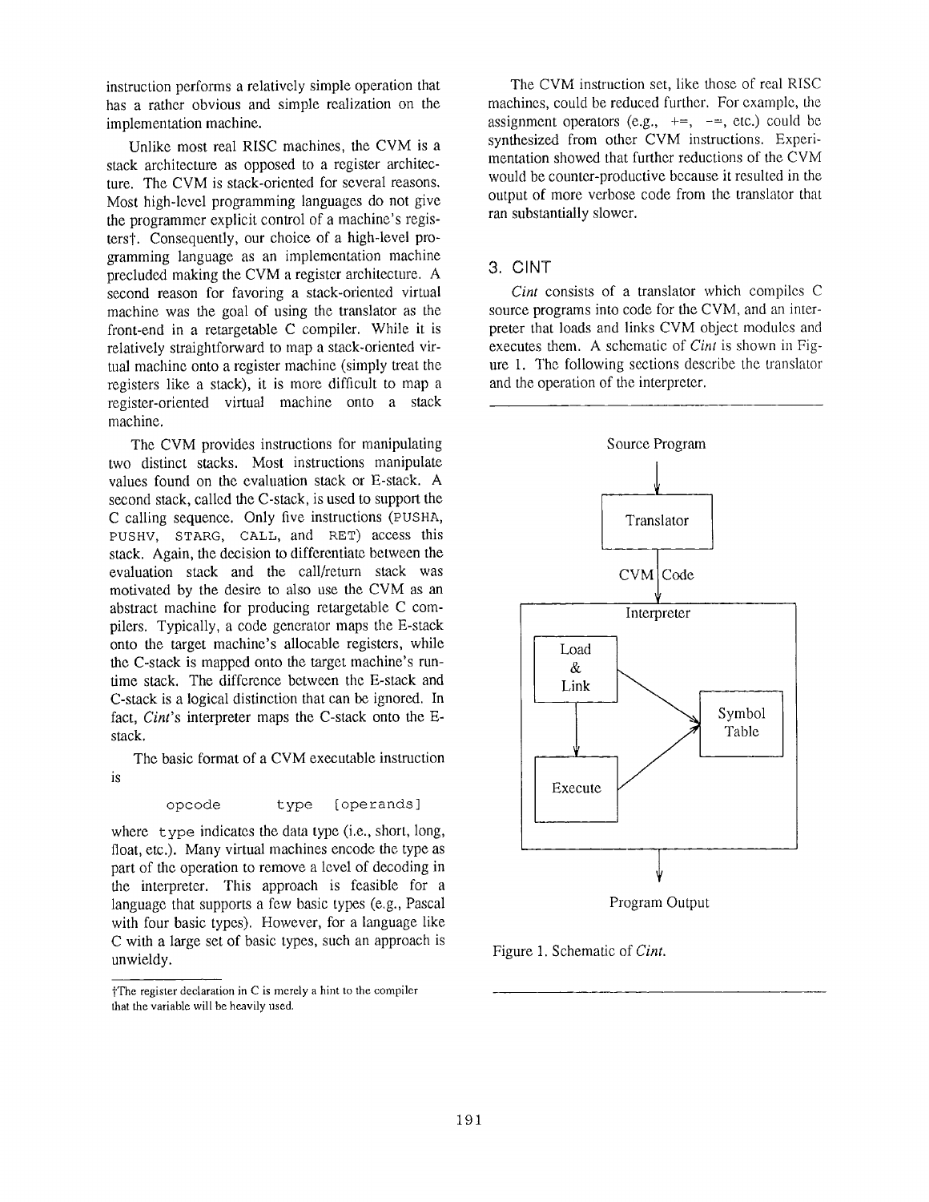instruction performs a relatively simple operation that has a rather obvious and simple realization on the implementation machine.

Unlike most real RISC machines, the CVM is a stack architecture as opposed to a register architecture. The CVM is stack-oriented for several reasons. Most high-level programming languages do not give the programmer explicit control of a machine's registers†. Consequently, our choice of a high-level programming language as an implementation machine precluded making the CVM a register architecture. A second reason for favoring a stack-oriented virtual machine was the goal of using the translator as the front-end in a retargetable C compiler. While it is relatively straightforward to map a stack-oriented virtual machine onto a register machine (simply treat the registers like a stack), it is more difficult to map a register-oriented virtual machine onto a stack machine.

The CVM provides instructions for manipulating two distinct stacks. Most instructions manipulate values found on the evaluation stack or E-stack. A second stack, called the C-stack, is used to support the C calling sequence. Only five instructions (`PUSHA`, `PUSHV`, `STARG`, `CALL`, and `RET`) access this stack. Again, the decision to differentiate between the evaluation stack and the call/return stack was motivated by the desire to also use the CVM as an abstract machine for producing retargetable C compilers. Typically, a code generator maps the E-stack onto the target machine's allocable registers, while the C-stack is mapped onto the target machine's runtime stack. The difference between the E-stack and C-stack is a logical distinction that can be ignored. In fact, *Cint*'s interpreter maps the C-stack onto the E-stack.

The basic format of a CVM executable instruction is

```
opcode      type   [operands]
```

where `type` indicates the data type (i.e., short, long, float, etc.). Many virtual machines encode the type as part of the operation to remove a level of decoding in the interpreter. This approach is feasible for a language that supports a few basic types (e.g., Pascal with four basic types). However, for a language like C with a large set of basic types, such an approach is unwieldy.

†The register declaration in C is merely a hint to the compiler that the variable will be heavily used.

The CVM instruction set, like those of real RISC machines, could be reduced further. For example, the assignment operators (e.g., +=, -=, etc.) could be synthesized from other CVM instructions. Experimentation showed that further reductions of the CVM would be counter-productive because it resulted in the output of more verbose code from the translator that ran substantially slower.

## 3. CINT

*Cint* consists of a translator which compiles C source programs into code for the CVM, and an interpreter that loads and links CVM object modules and executes them. A schematic of *Cint* is shown in Figure 1. The following sections describe the translator and the operation of the interpreter.

Source Program → Translator → CVM Code → Interpreter (Load & Link, Execute, Symbol Table) → Program Output

Figure 1. Schematic of *Cint*.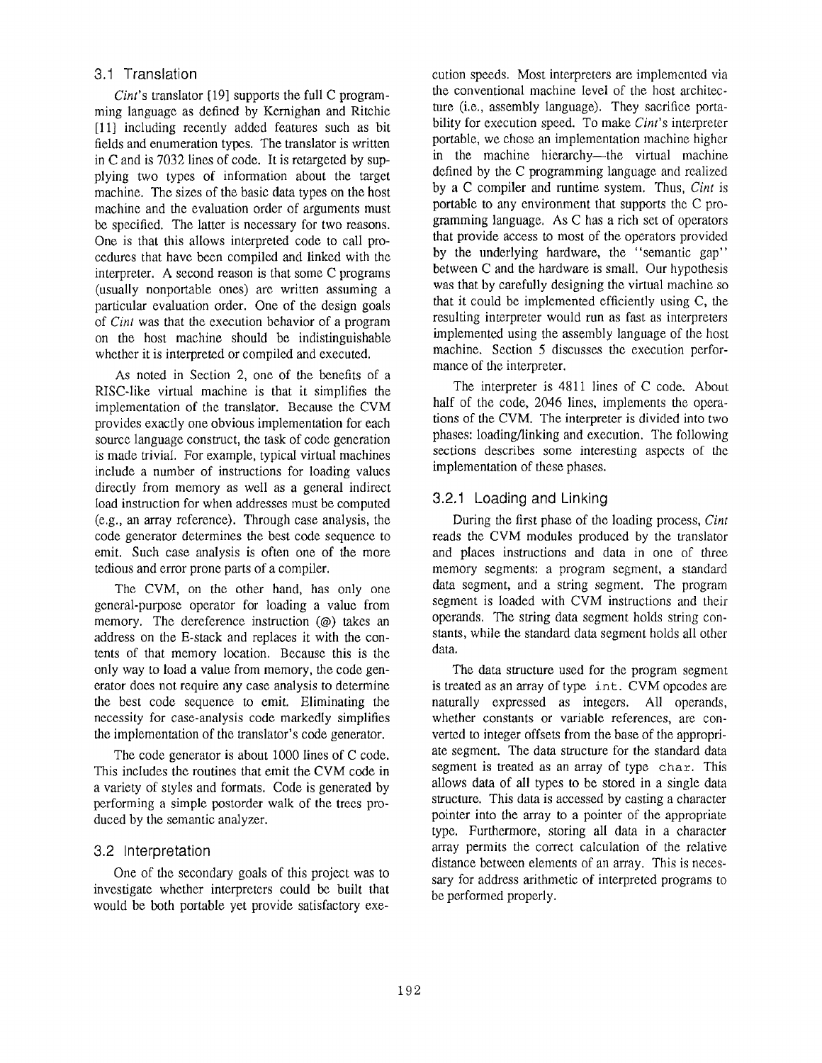### 3.1 Translation

*Cint*'s translator [19] supports the full C programming language as defined by Kernighan and Ritchie [11] including recently added features such as bit fields and enumeration types. The translator is written in C and is 7032 lines of code. It is retargeted by supplying two types of information about the target machine. The sizes of the basic data types on the host machine and the evaluation order of arguments must be specified. The latter is necessary for two reasons. One is that this allows interpreted code to call procedures that have been compiled and linked with the interpreter. A second reason is that some C programs (usually nonportable ones) are written assuming a particular evaluation order. One of the design goals of *Cint* was that the execution behavior of a program on the host machine should be indistinguishable whether it is interpreted or compiled and executed.

As noted in Section 2, one of the benefits of a RISC-like virtual machine is that it simplifies the implementation of the translator. Because the CVM provides exactly one obvious implementation for each source language construct, the task of code generation is made trivial. For example, typical virtual machines include a number of instructions for loading values directly from memory as well as a general indirect load instruction for when addresses must be computed (e.g., an array reference). Through case analysis, the code generator determines the best code sequence to emit. Such case analysis is often one of the more tedious and error prone parts of a compiler.

The CVM, on the other hand, has only one general-purpose operator for loading a value from memory. The dereference instruction (@) takes an address on the E-stack and replaces it with the contents of that memory location. Because this is the only way to load a value from memory, the code generator does not require any case analysis to determine the best code sequence to emit. Eliminating the necessity for case-analysis code markedly simplifies the implementation of the translator's code generator.

The code generator is about 1000 lines of C code. This includes the routines that emit the CVM code in a variety of styles and formats. Code is generated by performing a simple postorder walk of the trees produced by the semantic analyzer.

### 3.2 Interpretation

One of the secondary goals of this project was to investigate whether interpreters could be built that would be both portable yet provide satisfactory execution speeds. Most interpreters are implemented via the conventional machine level of the host architecture (i.e., assembly language). They sacrifice portability for execution speed. To make *Cint*'s interpreter portable, we chose an implementation machine higher in the machine hierarchy—the virtual machine defined by the C programming language and realized by a C compiler and runtime system. Thus, *Cint* is portable to any environment that supports the C programming language. As C has a rich set of operators that provide access to most of the operators provided by the underlying hardware, the "semantic gap" between C and the hardware is small. Our hypothesis was that by carefully designing the virtual machine so that it could be implemented efficiently using C, the resulting interpreter would run as fast as interpreters implemented using the assembly language of the host machine. Section 5 discusses the execution performance of the interpreter.

The interpreter is 4811 lines of C code. About half of the code, 2046 lines, implements the operations of the CVM. The interpreter is divided into two phases: loading/linking and execution. The following sections describes some interesting aspects of the implementation of these phases.

#### 3.2.1 Loading and Linking

During the first phase of the loading process, *Cint* reads the CVM modules produced by the translator and places instructions and data in one of three memory segments: a program segment, a standard data segment, and a string segment. The program segment is loaded with CVM instructions and their operands. The string data segment holds string constants, while the standard data segment holds all other data.

The data structure used for the program segment is treated as an array of type `int`. CVM opcodes are naturally expressed as integers. All operands, whether constants or variable references, are converted to integer offsets from the base of the appropriate segment. The data structure for the standard data segment is treated as an array of type `char`. This allows data of all types to be stored in a single data structure. This data is accessed by casting a character pointer into the array to a pointer of the appropriate type. Furthermore, storing all data in a character array permits the correct calculation of the relative distance between elements of an array. This is necessary for address arithmetic of interpreted programs to be performed properly.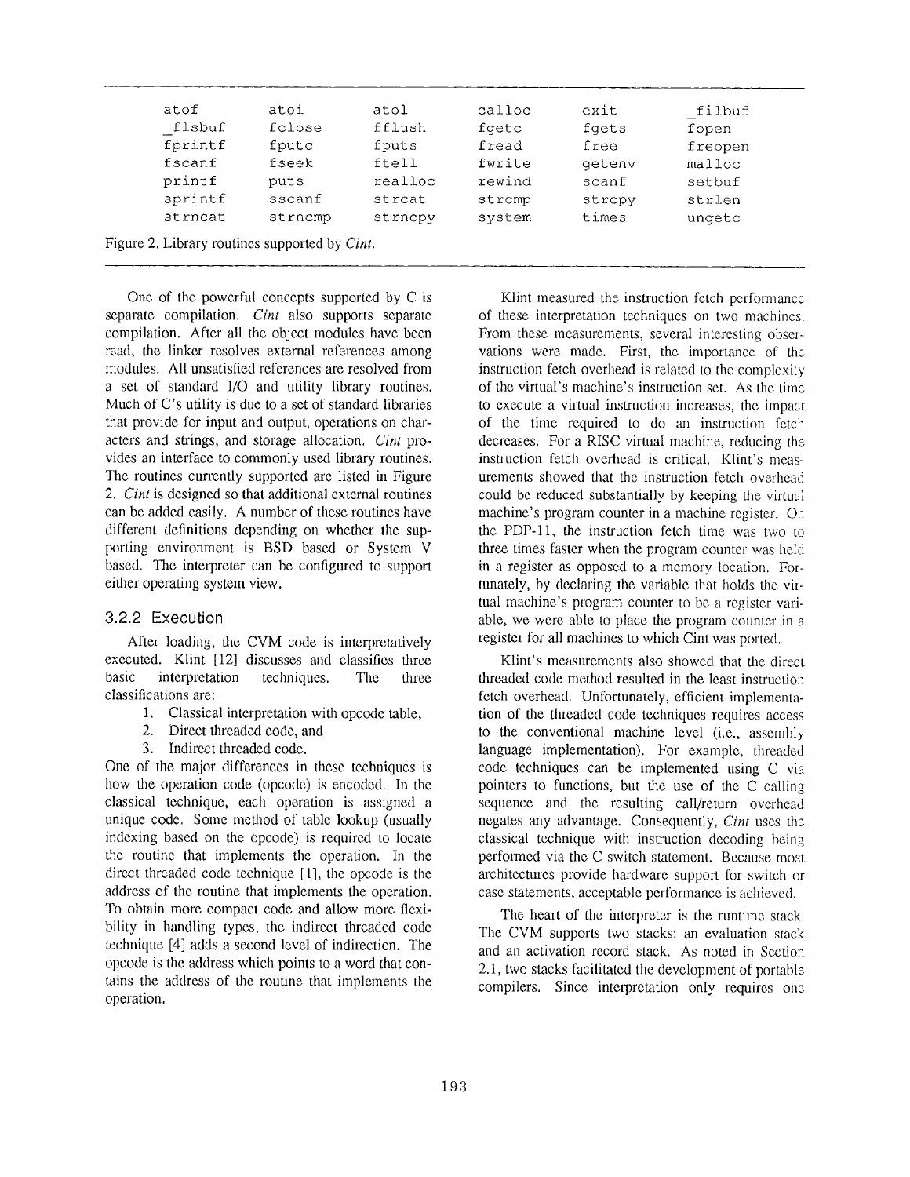| | | | | | |
|---|---|---|---|---|---|
| atof | atoi | atol | calloc | exit | _filbuf |
| _flsbuf | fclose | fflush | fgetc | fgets | fopen |
| fprintf | fputc | fputs | fread | free | freopen |
| fscanf | fseek | ftell | fwrite | getenv | malloc |
| printf | puts | realloc | rewind | scanf | setbuf |
| sprintf | sscanf | strcat | strcmp | strcpy | strlen |
| strncat | strncmp | strncpy | system | times | ungetc |

Figure 2. Library routines supported by *Cint*.

One of the powerful concepts supported by C is separate compilation. *Cint* also supports separate compilation. After all the object modules have been read, the linker resolves external references among modules. All unsatisfied references are resolved from a set of standard I/O and utility library routines. Much of C's utility is due to a set of standard libraries that provide for input and output, operations on characters and strings, and storage allocation. *Cint* provides an interface to commonly used library routines. The routines currently supported are listed in Figure 2. *Cint* is designed so that additional external routines can be added easily. A number of these routines have different definitions depending on whether the supporting environment is BSD based or System V based. The interpreter can be configured to support either operating system view.

### 3.2.2 Execution

After loading, the CVM code is interpretatively executed. Klint [12] discusses and classifies three basic interpretation techniques. The three classifications are:

1. Classical interpretation with opcode table,
2. Direct threaded code, and
3. Indirect threaded code.

One of the major differences in these techniques is how the operation code (opcode) is encoded. In the classical technique, each operation is assigned a unique code. Some method of table lookup (usually indexing based on the opcode) is required to locate the routine that implements the operation. In the direct threaded code technique [1], the opcode is the address of the routine that implements the operation. To obtain more compact code and allow more flexibility in handling types, the indirect threaded code technique [4] adds a second level of indirection. The opcode is the address which points to a word that contains the address of the routine that implements the operation.

Klint measured the instruction fetch performance of these interpretation techniques on two machines. From these measurements, several interesting observations were made. First, the importance of the instruction fetch overhead is related to the complexity of the virtual's machine's instruction set. As the time to execute a virtual instruction increases, the impact of the time required to do an instruction fetch decreases. For a RISC virtual machine, reducing the instruction fetch overhead is critical. Klint's measurements showed that the instruction fetch overhead could be reduced substantially by keeping the virtual machine's program counter in a machine register. On the PDP-11, the instruction fetch time was two to three times faster when the program counter was held in a register as opposed to a memory location. Fortunately, by declaring the variable that holds the virtual machine's program counter to be a register variable, we were able to place the program counter in a register for all machines to which Cint was ported.

Klint's measurements also showed that the direct threaded code method resulted in the least instruction fetch overhead. Unfortunately, efficient implementation of the threaded code techniques requires access to the conventional machine level (i.e., assembly language implementation). For example, threaded code techniques can be implemented using C via pointers to functions, but the use of the C calling sequence and the resulting call/return overhead negates any advantage. Consequently, *Cint* uses the classical technique with instruction decoding being performed via the C switch statement. Because most architectures provide hardware support for switch or case statements, acceptable performance is achieved.

The heart of the interpreter is the runtime stack. The CVM supports two stacks: an evaluation stack and an activation record stack. As noted in Section 2.1, two stacks facilitated the development of portable compilers. Since interpretation only requires one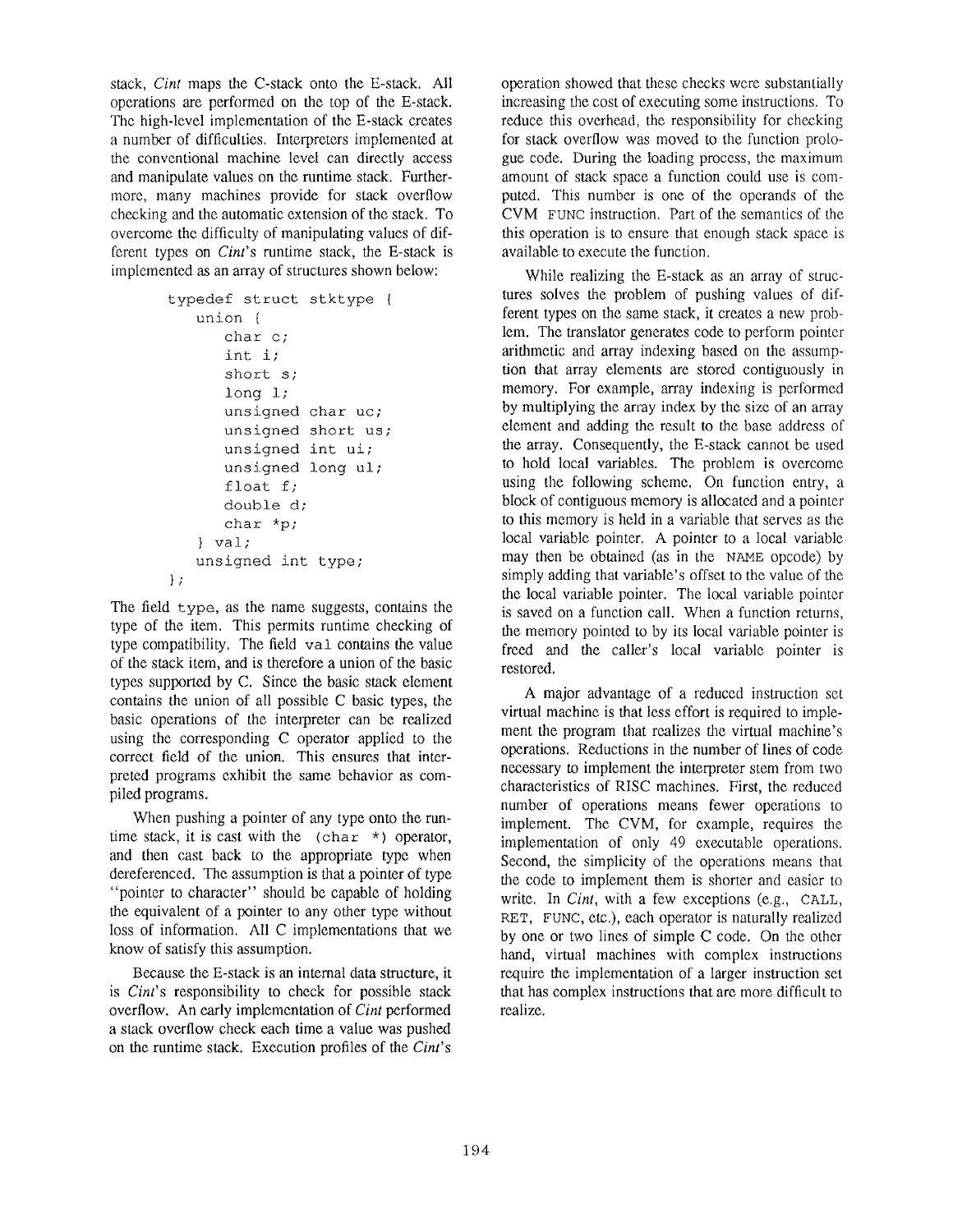stack, *Cint* maps the C-stack onto the E-stack. All operations are performed on the top of the E-stack. The high-level implementation of the E-stack creates a number of difficulties. Interpreters implemented at the conventional machine level can directly access and manipulate values on the runtime stack. Furthermore, many machines provide for stack overflow checking and the automatic extension of the stack. To overcome the difficulty of manipulating values of different types on *Cint*'s runtime stack, the E-stack is implemented as an array of structures shown below:

```
typedef struct stktype {
    union {
        char c;
        int i;
        short s;
        long l;
        unsigned char uc;
        unsigned short us;
        unsigned int ui;
        unsigned long ul;
        float f;
        double d;
        char *p;
    } val;
    unsigned int type;
};
```

The field `type`, as the name suggests, contains the type of the item. This permits runtime checking of type compatibility. The field `val` contains the value of the stack item, and is therefore a union of the basic types supported by C. Since the basic stack element contains the union of all possible C basic types, the basic operations of the interpreter can be realized using the corresponding C operator applied to the correct field of the union. This ensures that interpreted programs exhibit the same behavior as compiled programs.

When pushing a pointer of any type onto the runtime stack, it is cast with the `(char *)` operator, and then cast back to the appropriate type when dereferenced. The assumption is that a pointer of type "pointer to character" should be capable of holding the equivalent of a pointer to any other type without loss of information. All C implementations that we know of satisfy this assumption.

Because the E-stack is an internal data structure, it is *Cint*'s responsibility to check for possible stack overflow. An early implementation of *Cint* performed a stack overflow check each time a value was pushed on the runtime stack. Execution profiles of the *Cint*'s operation showed that these checks were substantially increasing the cost of executing some instructions. To reduce this overhead, the responsibility for checking for stack overflow was moved to the function prologue code. During the loading process, the maximum amount of stack space a function could use is computed. This number is one of the operands of the CVM `FUNC` instruction. Part of the semantics of the this operation is to ensure that enough stack space is available to execute the function.

While realizing the E-stack as an array of structures solves the problem of pushing values of different types on the same stack, it creates a new problem. The translator generates code to perform pointer arithmetic and array indexing based on the assumption that array elements are stored contiguously in memory. For example, array indexing is performed by multiplying the array index by the size of an array element and adding the result to the base address of the array. Consequently, the E-stack cannot be used to hold local variables. The problem is overcome using the following scheme. On function entry, a block of contiguous memory is allocated and a pointer to this memory is held in a variable that serves as the local variable pointer. A pointer to a local variable may then be obtained (as in the `NAME` opcode) by simply adding that variable's offset to the value of the the local variable pointer. The local variable pointer is saved on a function call. When a function returns, the memory pointed to by its local variable pointer is freed and the caller's local variable pointer is restored.

A major advantage of a reduced instruction set virtual machine is that less effort is required to implement the program that realizes the virtual machine's operations. Reductions in the number of lines of code necessary to implement the interpreter stem from two characteristics of RISC machines. First, the reduced number of operations means fewer operations to implement. The CVM, for example, requires the implementation of only 49 executable operations. Second, the simplicity of the operations means that the code to implement them is shorter and easier to write. In *Cint*, with a few exceptions (e.g., `CALL`, `RET`, `FUNC`, etc.), each operator is naturally realized by one or two lines of simple C code. On the other hand, virtual machines with complex instructions require the implementation of a larger instruction set that has complex instructions that are more difficult to realize.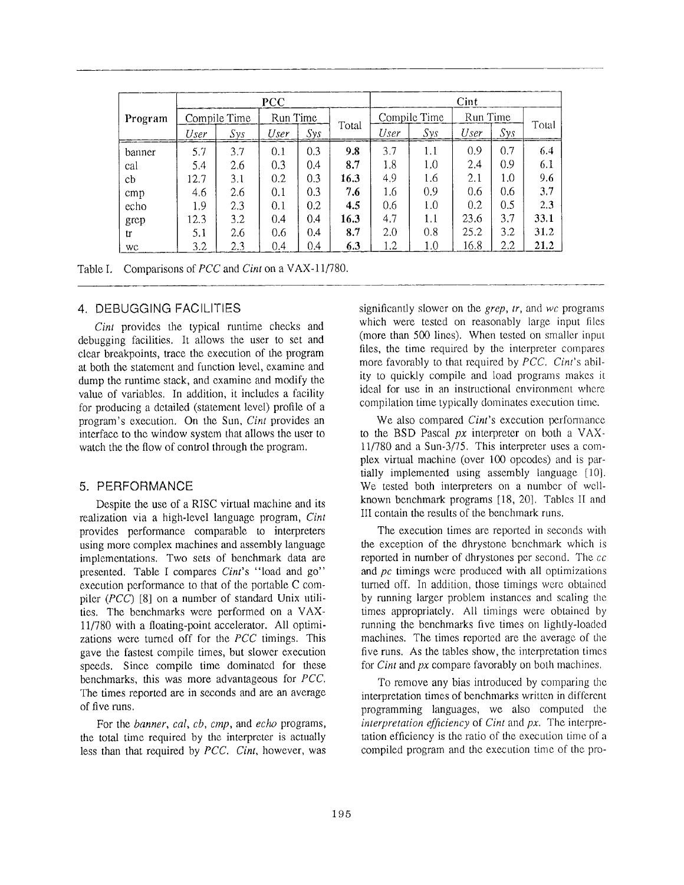| Program | PCC | | | | | Cint | | | | |
|---|---|---|---|---|---|---|---|---|---|---|
| | Compile Time | | Run Time | | Total | Compile Time | | Run Time | | Total |
| | *User* | *Sys* | *User* | *Sys* | | *User* | *Sys* | *User* | *Sys* | |
| banner | 5.7 | 3.7 | 0.1 | 0.3 | **9.8** | 3.7 | 1.1 | 0.9 | 0.7 | 6.4 |
| cal | 5.4 | 2.6 | 0.3 | 0.4 | **8.7** | 1.8 | 1.0 | 2.4 | 0.9 | 6.1 |
| cb | 12.7 | 3.1 | 0.2 | 0.3 | **16.3** | 4.9 | 1.6 | 2.1 | 1.0 | 9.6 |
| cmp | 4.6 | 2.6 | 0.1 | 0.3 | **7.6** | 1.6 | 0.9 | 0.6 | 0.6 | 3.7 |
| echo | 1.9 | 2.3 | 0.1 | 0.2 | **4.5** | 0.6 | 1.0 | 0.2 | 0.5 | 2.3 |
| grep | 12.3 | 3.2 | 0.4 | 0.4 | **16.3** | 4.7 | 1.1 | 23.6 | 3.7 | **33.1** |
| tr | 5.1 | 2.6 | 0.6 | 0.4 | **8.7** | 2.0 | 0.8 | 25.2 | 3.2 | **31.2** |
| wc | 3.2 | 2.3 | 0.4 | 0.4 | **6.3** | 1.2 | 1.0 | 16.8 | 2.2 | **21.2** |

Table I. Comparisons of *PCC* and *Cint* on a VAX-11/780.

## 4. DEBUGGING FACILITIES

*Cint* provides the typical runtime checks and debugging facilities. It allows the user to set and clear breakpoints, trace the execution of the program at both the statement and function level, examine and dump the runtime stack, and examine and modify the value of variables. In addition, it includes a facility for producing a detailed (statement level) profile of a program's execution. On the Sun, *Cint* provides an interface to the window system that allows the user to watch the the flow of control through the program.

## 5. PERFORMANCE

Despite the use of a RISC virtual machine and its realization via a high-level language program, *Cint* provides performance comparable to interpreters using more complex machines and assembly language implementations. Two sets of benchmark data are presented. Table I compares *Cint*'s "load and go" execution performance to that of the portable C compiler (*PCC*) [8] on a number of standard Unix utilities. The benchmarks were performed on a VAX-11/780 with a floating-point accelerator. All optimizations were turned off for the *PCC* timings. This gave the fastest compile times, but slower execution speeds. Since compile time dominated for these benchmarks, this was more advantageous for *PCC*. The times reported are in seconds and are an average of five runs.

For the *banner*, *cal*, *cb*, *cmp*, and *echo* programs, the total time required by the interpreter is actually less than that required by *PCC*. *Cint*, however, was significantly slower on the *grep*, *tr*, and *wc* programs which were tested on reasonably large input files (more than 500 lines). When tested on smaller input files, the time required by the interpreter compares more favorably to that required by *PCC*. *Cint*'s ability to quickly compile and load programs makes it ideal for use in an instructional environment where compilation time typically dominates execution time.

We also compared *Cint*'s execution performance to the BSD Pascal *px* interpreter on both a VAX-11/780 and a Sun-3/75. This interpreter uses a complex virtual machine (over 100 opcodes) and is partially implemented using assembly language [10]. We tested both interpreters on a number of well-known benchmark programs [18, 20]. Tables II and III contain the results of the benchmark runs.

The execution times are reported in seconds with the exception of the dhrystone benchmark which is reported in number of dhrystones per second. The *cc* and *pc* timings were produced with all optimizations turned off. In addition, those timings were obtained by running larger problem instances and scaling the times appropriately. All timings were obtained by running the benchmarks five times on lightly-loaded machines. The times reported are the average of the five runs. As the tables show, the interpretation times for *Cint* and *px* compare favorably on both machines.

To remove any bias introduced by comparing the interpretation times of benchmarks written in different programming languages, we also computed the *interpretation efficiency* of *Cint* and *px*. The interpretation efficiency is the ratio of the execution time of a compiled program and the execution time of the pro-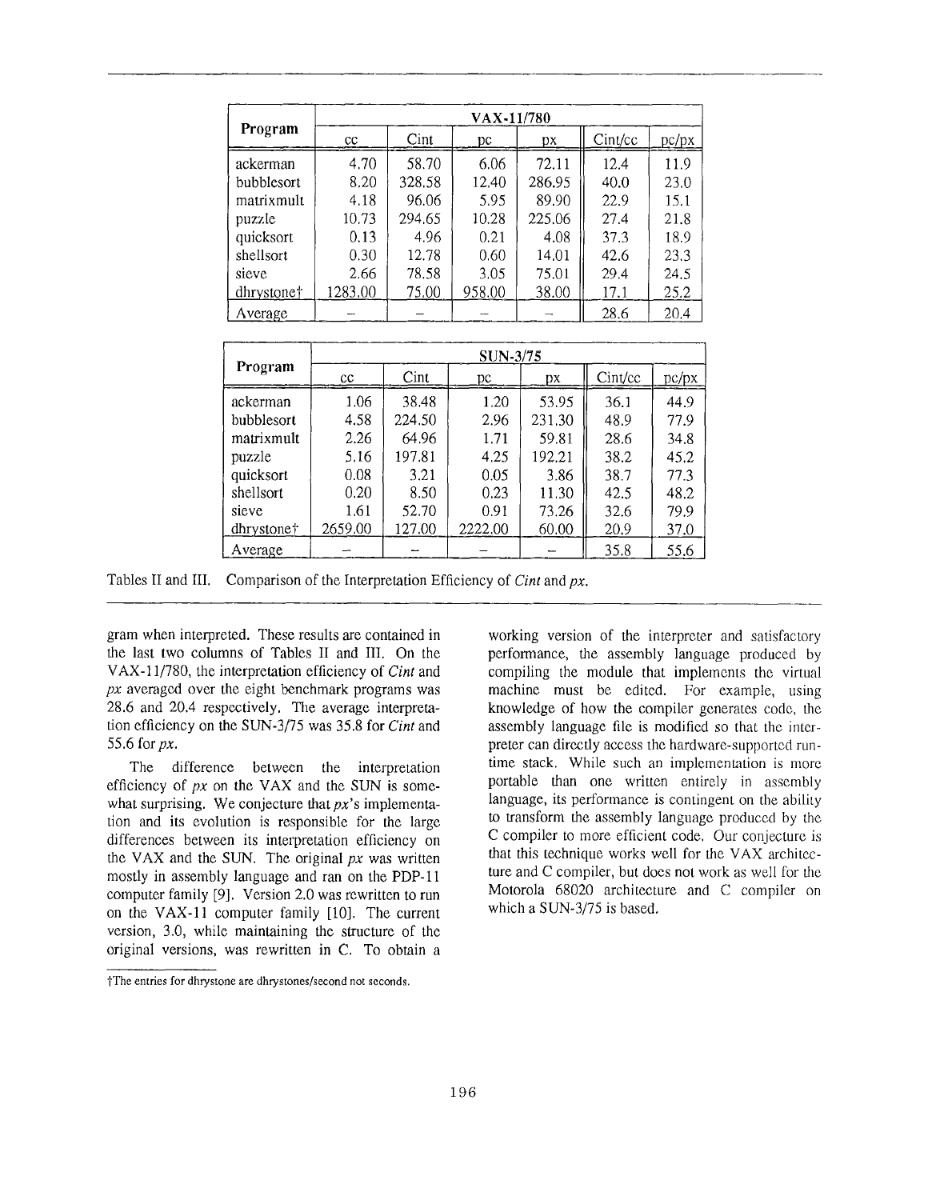| Program | VAX-11/780 | | | | | |
|---|---|---|---|---|---|---|
| | cc | Cint | pc | px | Cint/cc | pc/px |
| ackerman | 4.70 | 58.70 | 6.06 | 72.11 | 12.4 | 11.9 |
| bubblesort | 8.20 | 328.58 | 12.40 | 286.95 | 40.0 | 23.0 |
| matrixmult | 4.18 | 96.06 | 5.95 | 89.90 | 22.9 | 15.1 |
| puzzle | 10.73 | 294.65 | 10.28 | 225.06 | 27.4 | 21.8 |
| quicksort | 0.13 | 4.96 | 0.21 | 4.08 | 37.3 | 18.9 |
| shellsort | 0.30 | 12.78 | 0.60 | 14.01 | 42.6 | 23.3 |
| sieve | 2.66 | 78.58 | 3.05 | 75.01 | 29.4 | 24.5 |
| dhrystone† | 1283.00 | 75.00 | 958.00 | 38.00 | 17.1 | 25.2 |
| Average | – | – | – | – | 28.6 | 20.4 |

| Program | SUN-3/75 | | | | | |
|---|---|---|---|---|---|---|
| | cc | Cint | pc | px | Cint/cc | pc/px |
| ackerman | 1.06 | 38.48 | 1.20 | 53.95 | 36.1 | 44.9 |
| bubblesort | 4.58 | 224.50 | 2.96 | 231.30 | 48.9 | 77.9 |
| matrixmult | 2.26 | 64.96 | 1.71 | 59.81 | 28.6 | 34.8 |
| puzzle | 5.16 | 197.81 | 4.25 | 192.21 | 38.2 | 45.2 |
| quicksort | 0.08 | 3.21 | 0.05 | 3.86 | 38.7 | 77.3 |
| shellsort | 0.20 | 8.50 | 0.23 | 11.30 | 42.5 | 48.2 |
| sieve | 1.61 | 52.70 | 0.91 | 73.26 | 32.6 | 79.9 |
| dhrystone† | 2659.00 | 127.00 | 2222.00 | 60.00 | 20.9 | 37.0 |
| Average | – | – | – | – | 35.8 | 55.6 |

Tables II and III. Comparison of the Interpretation Efficiency of *Cint* and *px*.

gram when interpreted. These results are contained in the last two columns of Tables II and III. On the VAX-11/780, the interpretation efficiency of *Cint* and *px* averaged over the eight benchmark programs was 28.6 and 20.4 respectively. The average interpretation efficiency on the SUN-3/75 was 35.8 for *Cint* and 55.6 for *px*.

The difference between the interpretation efficiency of *px* on the VAX and the SUN is somewhat surprising. We conjecture that *px*'s implementation and its evolution is responsible for the large differences between its interpretation efficiency on the VAX and the SUN. The original *px* was written mostly in assembly language and ran on the PDP-11 computer family [9]. Version 2.0 was rewritten to run on the VAX-11 computer family [10]. The current version, 3.0, while maintaining the structure of the original versions, was rewritten in C. To obtain a working version of the interpreter and satisfactory performance, the assembly language produced by compiling the module that implements the virtual machine must be edited. For example, using knowledge of how the compiler generates code, the assembly language file is modified so that the interpreter can directly access the hardware-supported runtime stack. While such an implementation is more portable than one written entirely in assembly language, its performance is contingent on the ability to transform the assembly language produced by the C compiler to more efficient code. Our conjecture is that this technique works well for the VAX architecture and C compiler, but does not work as well for the Motorola 68020 architecture and C compiler on which a SUN-3/75 is based.

†The entries for dhrystone are dhrystones/second not seconds.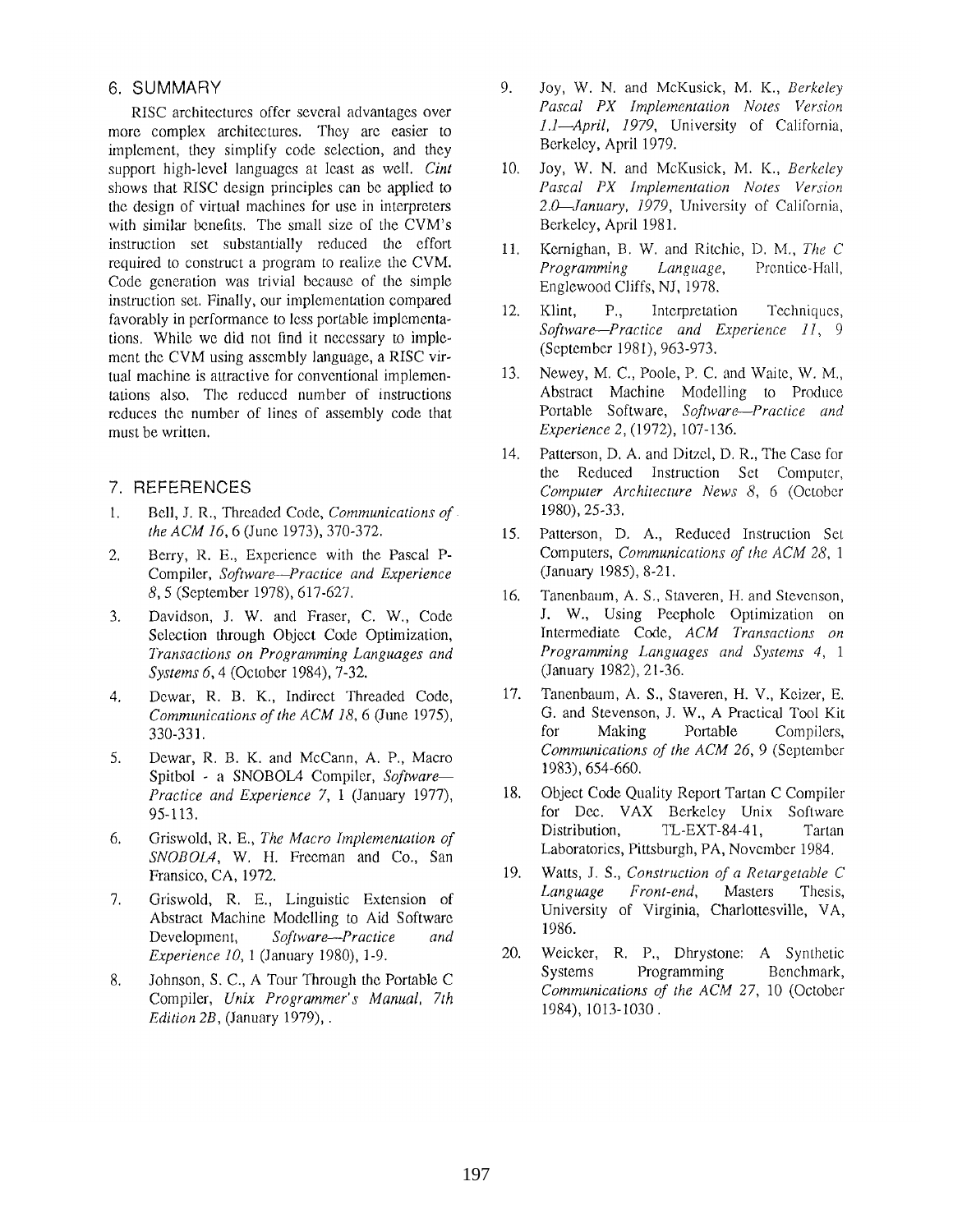## 6. SUMMARY

RISC architectures offer several advantages over more complex architectures. They are easier to implement, they simplify code selection, and they support high-level languages at least as well. *Cint* shows that RISC design principles can be applied to the design of virtual machines for use in interpreters with similar benefits. The small size of the CVM's instruction set substantially reduced the effort required to construct a program to realize the CVM. Code generation was trivial because of the simple instruction set. Finally, our implementation compared favorably in performance to less portable implementations. While we did not find it necessary to implement the CVM using assembly language, a RISC virtual machine is attractive for conventional implementations also. The reduced number of instructions reduces the number of lines of assembly code that must be written.

## 7. REFERENCES

1. Bell, J. R., Threaded Code, *Communications of the ACM 16*, 6 (June 1973), 370-372.
2. Berry, R. E., Experience with the Pascal P-Compiler, *Software—Practice and Experience 8*, 5 (September 1978), 617-627.
3. Davidson, J. W. and Fraser, C. W., Code Selection through Object Code Optimization, *Transactions on Programming Languages and Systems 6*, 4 (October 1984), 7-32.
4. Dewar, R. B. K., Indirect Threaded Code, *Communications of the ACM 18*, 6 (June 1975), 330-331.
5. Dewar, R. B. K. and McCann, A. P., Macro Spitbol - a SNOBOL4 Compiler, *Software—Practice and Experience 7*, 1 (January 1977), 95-113.
6. Griswold, R. E., *The Macro Implementation of SNOBOL4*, W. H. Freeman and Co., San Fransico, CA, 1972.
7. Griswold, R. E., Linguistic Extension of Abstract Machine Modelling to Aid Software Development, *Software—Practice and Experience 10*, 1 (January 1980), 1-9.
8. Johnson, S. C., A Tour Through the Portable C Compiler, *Unix Programmer's Manual, 7th Edition 2B*, (January 1979), .
9. Joy, W. N. and McKusick, M. K., *Berkeley Pascal PX Implementation Notes Version 1.1—April, 1979*, University of California, Berkeley, April 1979.
10. Joy, W. N. and McKusick, M. K., *Berkeley Pascal PX Implementation Notes Version 2.0—January, 1979*, University of California, Berkeley, April 1981.
11. Kernighan, B. W. and Ritchie, D. M., *The C Programming Language*, Prentice-Hall, Englewood Cliffs, NJ, 1978.
12. Klint, P., Interpretation Techniques, *Software—Practice and Experience 11*, 9 (September 1981), 963-973.
13. Newey, M. C., Poole, P. C. and Waite, W. M., Abstract Machine Modelling to Produce Portable Software, *Software—Practice and Experience 2*, (1972), 107-136.
14. Patterson, D. A. and Ditzel, D. R., The Case for the Reduced Instruction Set Computer, *Computer Architecture News 8*, 6 (October 1980), 25-33.
15. Patterson, D. A., Reduced Instruction Set Computers, *Communications of the ACM 28*, 1 (January 1985), 8-21.
16. Tanenbaum, A. S., Staveren, H. and Stevenson, J. W., Using Peephole Optimization on Intermediate Code, *ACM Transactions on Programming Languages and Systems 4*, 1 (January 1982), 21-36.
17. Tanenbaum, A. S., Staveren, H. V., Keizer, E. G. and Stevenson, J. W., A Practical Tool Kit for Making Portable Compilers, *Communications of the ACM 26*, 9 (September 1983), 654-660.
18. Object Code Quality Report Tartan C Compiler for Dec. VAX Berkeley Unix Software Distribution, TL-EXT-84-41, Tartan Laboratories, Pittsburgh, PA, November 1984.
19. Watts, J. S., *Construction of a Retargetable C Language Front-end*, Masters Thesis, University of Virginia, Charlottesville, VA, 1986.
20. Weicker, R. P., Dhrystone: A Synthetic Systems Programming Benchmark, *Communications of the ACM 27*, 10 (October 1984), 1013-1030 .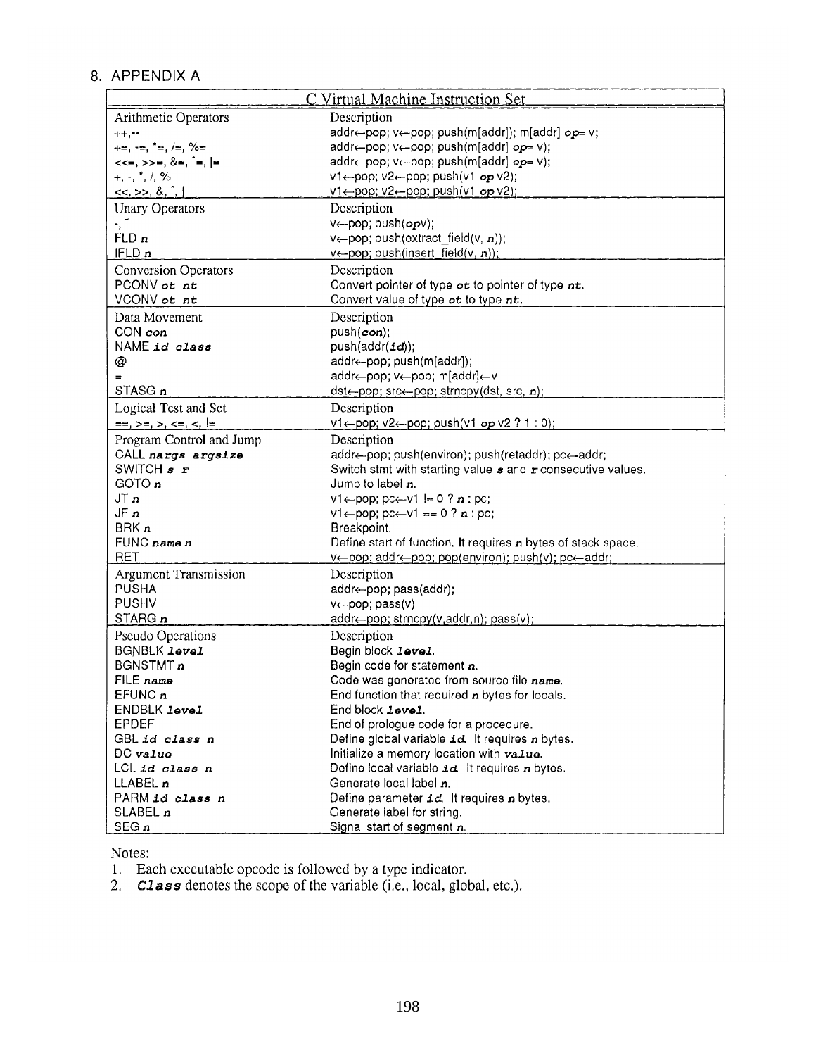## 8. APPENDIX A

| C Virtual Machine Instruction Set | |
|---|---|
| Arithmetic Operators | Description |
| ++,-- | addr←pop; v←pop; push(m[addr]); m[addr] *op*= v; |
| +=, -=, *=, /=, %= | addr←pop; v←pop; push(m[addr] *op*= v); |
| <<=, >>=, &=, ^=, \|= | addr←pop; v←pop; push(m[addr] *op*= v); |
| +, -, *, /, % | v1←pop; v2←pop; push(v1 *op* v2); |
| <<, >>, &, ^, \| | v1←pop; v2←pop; push(v1 *op* v2); |
| Unary Operators | Description |
| -, ~ | v←pop; push(*op*v); |
| FLD *n* | v←pop; push(extract_field(v, *n*)); |
| IFLD *n* | v←pop; push(insert_field(v, *n*)); |
| Conversion Operators | Description |
| PCONV *ot nt* | Convert pointer of type *ot* to pointer of type *nt*. |
| VCONV *ot nt* | Convert value of type *ot* to type *nt*. |
| Data Movement | Description |
| CON *con* | push(*con*); |
| NAME *id class* | push(addr(*id*)); |
| @ | addr←pop; push(m[addr]); |
| = | addr←pop; v←pop; m[addr]←v |
| STASG *n* | dst←pop; src←pop; strncpy(dst, src, *n*); |
| Logical Test and Set | Description |
| ==, >=, >, <=, <, != | v1←pop; v2←pop; push(v1 *op* v2 ? 1 : 0); |
| Program Control and Jump | Description |
| CALL *nargs argsize* | addr←pop; push(environ); push(retaddr); pc←addr; |
| SWITCH *s r* | Switch stmt with starting value *s* and *r* consecutive values. |
| GOTO *n* | Jump to label *n*. |
| JT *n* | v1←pop; pc←v1 != 0 ? *n* : pc; |
| JF *n* | v1←pop; pc←v1 == 0 ? *n* : pc; |
| BRK *n* | Breakpoint. |
| FUNC *name n* | Define start of function. It requires *n* bytes of stack space. |
| RET | v←pop; addr←pop; pop(environ); push(v); pc←addr; |
| Argument Transmission | Description |
| PUSHA | addr←pop; pass(addr); |
| PUSHV | v←pop; pass(v) |
| STARG *n* | addr←pop; strncpy(v,addr,n); pass(v); |
| Pseudo Operations | Description |
| BGNBLK *level* | Begin block *level*. |
| BGNSTMT *n* | Begin code for statement *n*. |
| FILE *name* | Code was generated from source file *name*. |
| EFUNC *n* | End function that required *n* bytes for locals. |
| ENDBLK *level* | End block *level*. |
| EPDEF | End of prologue code for a procedure. |
| GBL *id class n* | Define global variable *id*. It requires *n* bytes. |
| DC *value* | Initialize a memory location with *value*. |
| LCL *id class n* | Define local variable *id*. It requires *n* bytes. |
| LLABEL *n* | Generate local label *n*. |
| PARM *id class n* | Define parameter *id*. It requires *n* bytes. |
| SLABEL *n* | Generate label for string. |
| SEG *n* | Signal start of segment *n*. |

Notes:

1. Each executable opcode is followed by a type indicator.
2. ***Class*** denotes the scope of the variable (i.e., local, global, etc.).